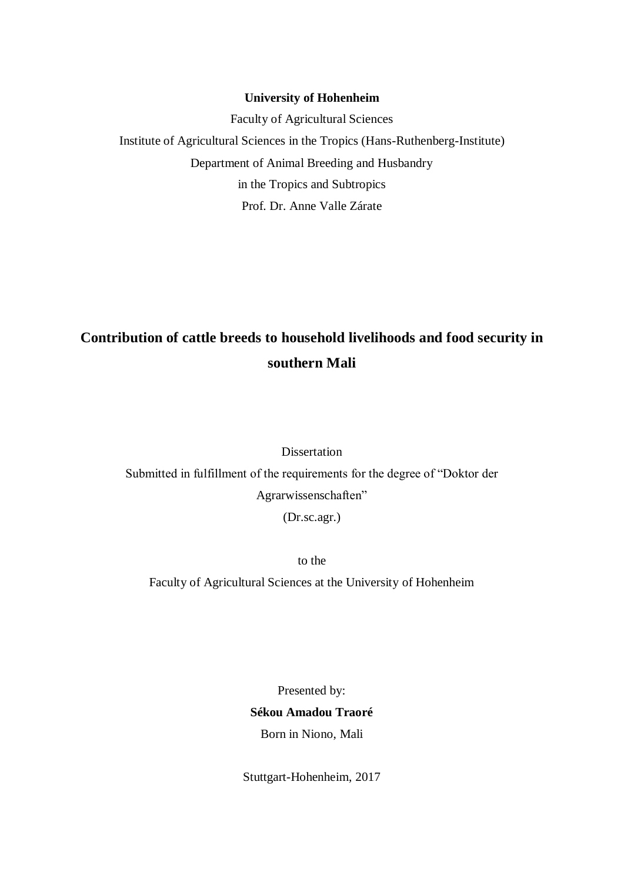**University of Hohenheim**

Faculty of Agricultural Sciences

Institute of Agricultural Sciences in the Tropics (Hans-Ruthenberg-Institute)

Department of Animal Breeding and Husbandry

in the Tropics and Subtropics

Prof. Dr. Anne Valle Zárate

# Contribution of cattle breeds to household livelihoods and food security in southern Mali

Dissertation

Submitted in fulfillment of the requirements for the degree of "Doktor der Agrarwissenschaften"

(Dr.sc.agr.)

to the

Faculty of Agricultural Sciences at the University of Hohenheim

Presented by:

**Sékou Amadou Traoré**

Born in Niono, Mali

Stuttgart-Hohenheim, 2017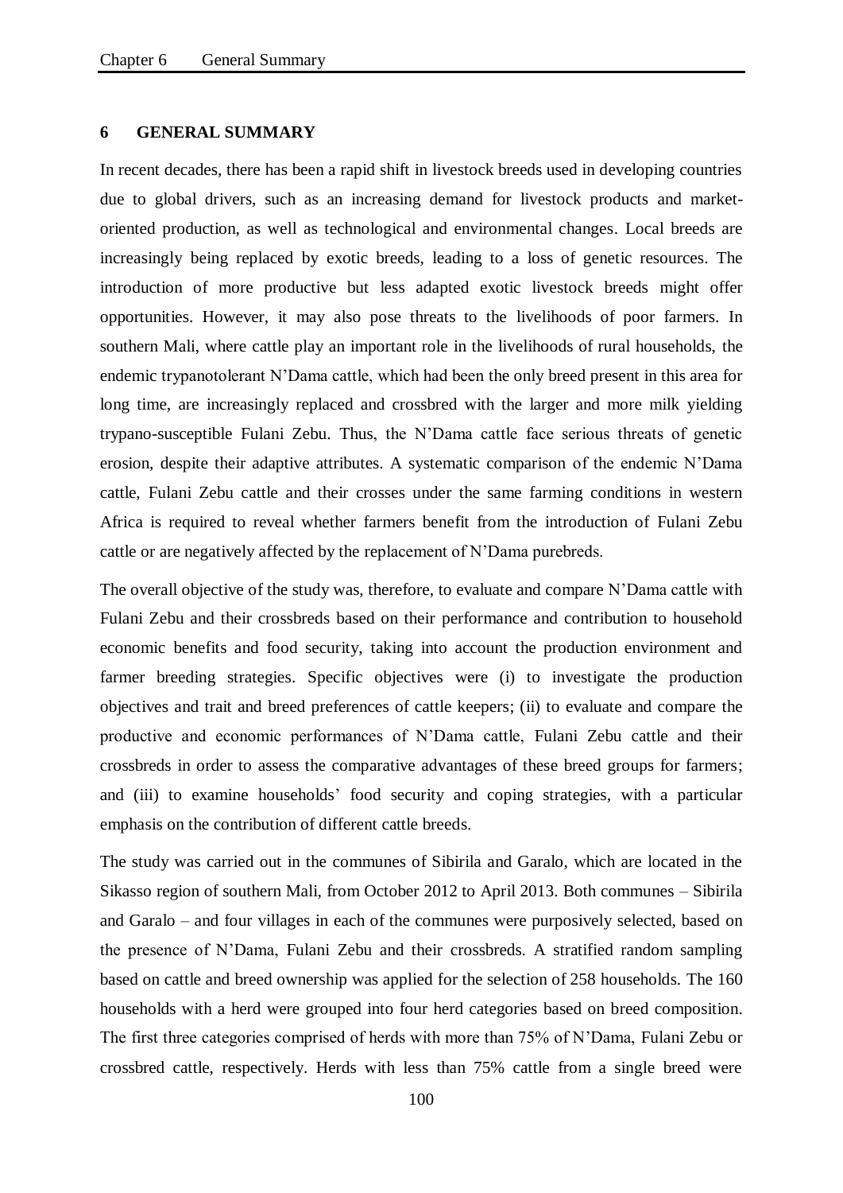# 6 GENERAL SUMMARY

In recent decades, there has been a rapid shift in livestock breeds used in developing countries due to global drivers, such as an increasing demand for livestock products and market-oriented production, as well as technological and environmental changes. Local breeds are increasingly being replaced by exotic breeds, leading to a loss of genetic resources. The introduction of more productive but less adapted exotic livestock breeds might offer opportunities. However, it may also pose threats to the livelihoods of poor farmers. In southern Mali, where cattle play an important role in the livelihoods of rural households, the endemic trypanotolerant N'Dama cattle, which had been the only breed present in this area for long time, are increasingly replaced and crossbred with the larger and more milk yielding trypano-susceptible Fulani Zebu. Thus, the N'Dama cattle face serious threats of genetic erosion, despite their adaptive attributes. A systematic comparison of the endemic N'Dama cattle, Fulani Zebu cattle and their crosses under the same farming conditions in western Africa is required to reveal whether farmers benefit from the introduction of Fulani Zebu cattle or are negatively affected by the replacement of N'Dama purebreds.

The overall objective of the study was, therefore, to evaluate and compare N'Dama cattle with Fulani Zebu and their crossbreds based on their performance and contribution to household economic benefits and food security, taking into account the production environment and farmer breeding strategies. Specific objectives were (i) to investigate the production objectives and trait and breed preferences of cattle keepers; (ii) to evaluate and compare the productive and economic performances of N'Dama cattle, Fulani Zebu cattle and their crossbreds in order to assess the comparative advantages of these breed groups for farmers; and (iii) to examine households' food security and coping strategies, with a particular emphasis on the contribution of different cattle breeds.

The study was carried out in the communes of Sibirila and Garalo, which are located in the Sikasso region of southern Mali, from October 2012 to April 2013. Both communes – Sibirila and Garalo – and four villages in each of the communes were purposively selected, based on the presence of N'Dama, Fulani Zebu and their crossbreds. A stratified random sampling based on cattle and breed ownership was applied for the selection of 258 households. The 160 households with a herd were grouped into four herd categories based on breed composition. The first three categories comprised of herds with more than 75% of N'Dama, Fulani Zebu or crossbred cattle, respectively. Herds with less than 75% cattle from a single breed were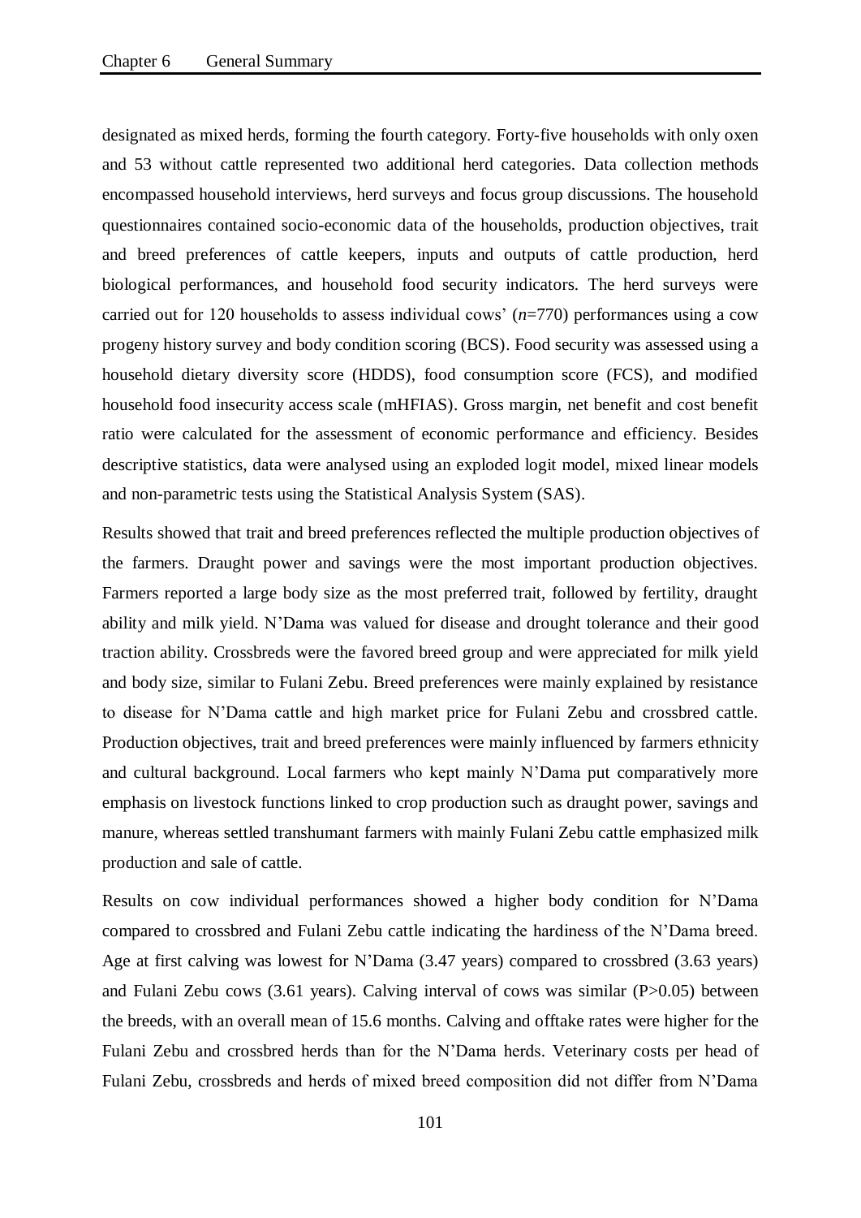designated as mixed herds, forming the fourth category. Forty-five households with only oxen and 53 without cattle represented two additional herd categories. Data collection methods encompassed household interviews, herd surveys and focus group discussions. The household questionnaires contained socio-economic data of the households, production objectives, trait and breed preferences of cattle keepers, inputs and outputs of cattle production, herd biological performances, and household food security indicators. The herd surveys were carried out for 120 households to assess individual cows' (*n*=770) performances using a cow progeny history survey and body condition scoring (BCS). Food security was assessed using a household dietary diversity score (HDDS), food consumption score (FCS), and modified household food insecurity access scale (mHFIAS). Gross margin, net benefit and cost benefit ratio were calculated for the assessment of economic performance and efficiency. Besides descriptive statistics, data were analysed using an exploded logit model, mixed linear models and non-parametric tests using the Statistical Analysis System (SAS).

Results showed that trait and breed preferences reflected the multiple production objectives of the farmers. Draught power and savings were the most important production objectives. Farmers reported a large body size as the most preferred trait, followed by fertility, draught ability and milk yield. N'Dama was valued for disease and drought tolerance and their good traction ability. Crossbreds were the favored breed group and were appreciated for milk yield and body size, similar to Fulani Zebu. Breed preferences were mainly explained by resistance to disease for N'Dama cattle and high market price for Fulani Zebu and crossbred cattle. Production objectives, trait and breed preferences were mainly influenced by farmers ethnicity and cultural background. Local farmers who kept mainly N'Dama put comparatively more emphasis on livestock functions linked to crop production such as draught power, savings and manure, whereas settled transhumant farmers with mainly Fulani Zebu cattle emphasized milk production and sale of cattle.

Results on cow individual performances showed a higher body condition for N'Dama compared to crossbred and Fulani Zebu cattle indicating the hardiness of the N'Dama breed. Age at first calving was lowest for N'Dama (3.47 years) compared to crossbred (3.63 years) and Fulani Zebu cows (3.61 years). Calving interval of cows was similar ($P>0.05$) between the breeds, with an overall mean of 15.6 months. Calving and offtake rates were higher for the Fulani Zebu and crossbred herds than for the N'Dama herds. Veterinary costs per head of Fulani Zebu, crossbreds and herds of mixed breed composition did not differ from N'Dama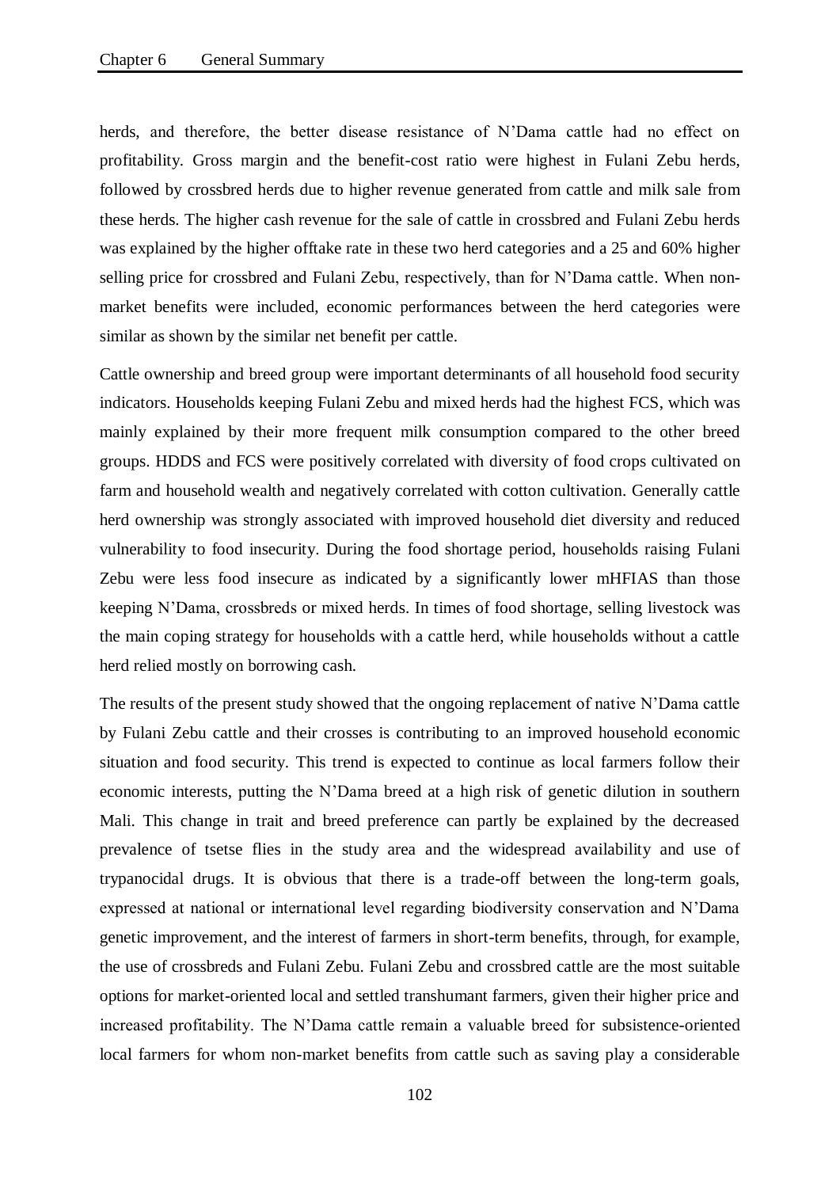herds, and therefore, the better disease resistance of N'Dama cattle had no effect on profitability. Gross margin and the benefit-cost ratio were highest in Fulani Zebu herds, followed by crossbred herds due to higher revenue generated from cattle and milk sale from these herds. The higher cash revenue for the sale of cattle in crossbred and Fulani Zebu herds was explained by the higher offtake rate in these two herd categories and a 25 and 60% higher selling price for crossbred and Fulani Zebu, respectively, than for N'Dama cattle. When non-market benefits were included, economic performances between the herd categories were similar as shown by the similar net benefit per cattle.

Cattle ownership and breed group were important determinants of all household food security indicators. Households keeping Fulani Zebu and mixed herds had the highest FCS, which was mainly explained by their more frequent milk consumption compared to the other breed groups. HDDS and FCS were positively correlated with diversity of food crops cultivated on farm and household wealth and negatively correlated with cotton cultivation. Generally cattle herd ownership was strongly associated with improved household diet diversity and reduced vulnerability to food insecurity. During the food shortage period, households raising Fulani Zebu were less food insecure as indicated by a significantly lower mHFIAS than those keeping N'Dama, crossbreds or mixed herds. In times of food shortage, selling livestock was the main coping strategy for households with a cattle herd, while households without a cattle herd relied mostly on borrowing cash.

The results of the present study showed that the ongoing replacement of native N'Dama cattle by Fulani Zebu cattle and their crosses is contributing to an improved household economic situation and food security. This trend is expected to continue as local farmers follow their economic interests, putting the N'Dama breed at a high risk of genetic dilution in southern Mali. This change in trait and breed preference can partly be explained by the decreased prevalence of tsetse flies in the study area and the widespread availability and use of trypanocidal drugs. It is obvious that there is a trade-off between the long-term goals, expressed at national or international level regarding biodiversity conservation and N'Dama genetic improvement, and the interest of farmers in short-term benefits, through, for example, the use of crossbreds and Fulani Zebu. Fulani Zebu and crossbred cattle are the most suitable options for market-oriented local and settled transhumant farmers, given their higher price and increased profitability. The N'Dama cattle remain a valuable breed for subsistence-oriented local farmers for whom non-market benefits from cattle such as saving play a considerable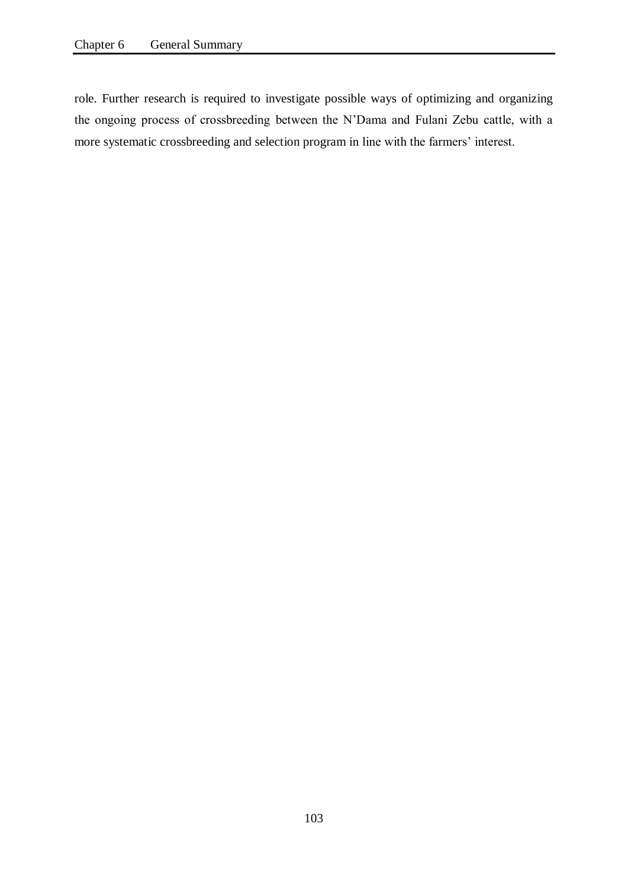role. Further research is required to investigate possible ways of optimizing and organizing the ongoing process of crossbreeding between the N'Dama and Fulani Zebu cattle, with a more systematic crossbreeding and selection program in line with the farmers' interest.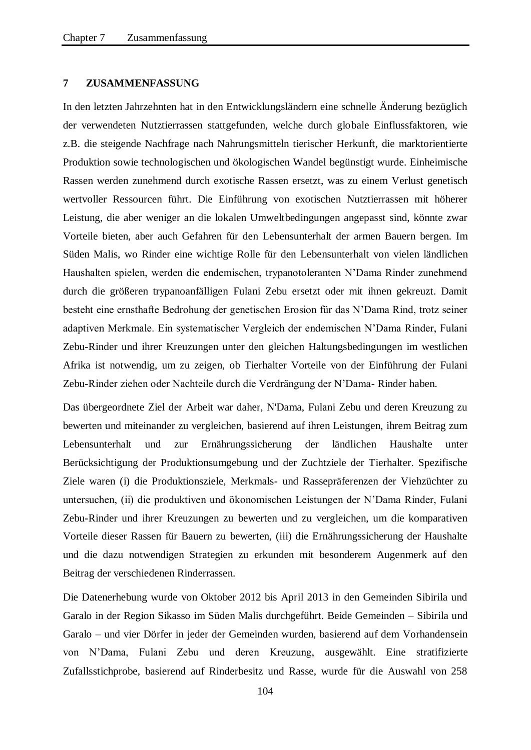# 7 ZUSAMMENFASSUNG

In den letzten Jahrzehnten hat in den Entwicklungsländern eine schnelle Änderung bezüglich der verwendeten Nutztierrassen stattgefunden, welche durch globale Einflussfaktoren, wie z.B. die steigende Nachfrage nach Nahrungsmitteln tierischer Herkunft, die marktorientierte Produktion sowie technologischen und ökologischen Wandel begünstigt wurde. Einheimische Rassen werden zunehmend durch exotische Rassen ersetzt, was zu einem Verlust genetisch wertvoller Ressourcen führt. Die Einführung von exotischen Nutztierrassen mit höherer Leistung, die aber weniger an die lokalen Umweltbedingungen angepasst sind, könnte zwar Vorteile bieten, aber auch Gefahren für den Lebensunterhalt der armen Bauern bergen. Im Süden Malis, wo Rinder eine wichtige Rolle für den Lebensunterhalt von vielen ländlichen Haushalten spielen, werden die endemischen, trypanotoleranten N'Dama Rinder zunehmend durch die größeren trypanoanfälligen Fulani Zebu ersetzt oder mit ihnen gekreuzt. Damit besteht eine ernsthafte Bedrohung der genetischen Erosion für das N'Dama Rind, trotz seiner adaptiven Merkmale. Ein systematischer Vergleich der endemischen N'Dama Rinder, Fulani Zebu-Rinder und ihrer Kreuzungen unter den gleichen Haltungsbedingungen im westlichen Afrika ist notwendig, um zu zeigen, ob Tierhalter Vorteile von der Einführung der Fulani Zebu-Rinder ziehen oder Nachteile durch die Verdrängung der N'Dama- Rinder haben.

Das übergeordnete Ziel der Arbeit war daher, N'Dama, Fulani Zebu und deren Kreuzung zu bewerten und miteinander zu vergleichen, basierend auf ihren Leistungen, ihrem Beitrag zum Lebensunterhalt und zur Ernährungssicherung der ländlichen Haushalte unter Berücksichtigung der Produktionsumgebung und der Zuchtziele der Tierhalter. Spezifische Ziele waren (i) die Produktionsziele, Merkmals- und Rassepräferenzen der Viehzüchter zu untersuchen, (ii) die produktiven und ökonomischen Leistungen der N'Dama Rinder, Fulani Zebu-Rinder und ihrer Kreuzungen zu bewerten und zu vergleichen, um die komparativen Vorteile dieser Rassen für Bauern zu bewerten, (iii) die Ernährungssicherung der Haushalte und die dazu notwendigen Strategien zu erkunden mit besonderem Augenmerk auf den Beitrag der verschiedenen Rinderrassen.

Die Datenerhebung wurde von Oktober 2012 bis April 2013 in den Gemeinden Sibirila und Garalo in der Region Sikasso im Süden Malis durchgeführt. Beide Gemeinden – Sibirila und Garalo – und vier Dörfer in jeder der Gemeinden wurden, basierend auf dem Vorhandensein von N'Dama, Fulani Zebu und deren Kreuzung, ausgewählt. Eine stratifizierte Zufallsstichprobe, basierend auf Rinderbesitz und Rasse, wurde für die Auswahl von 258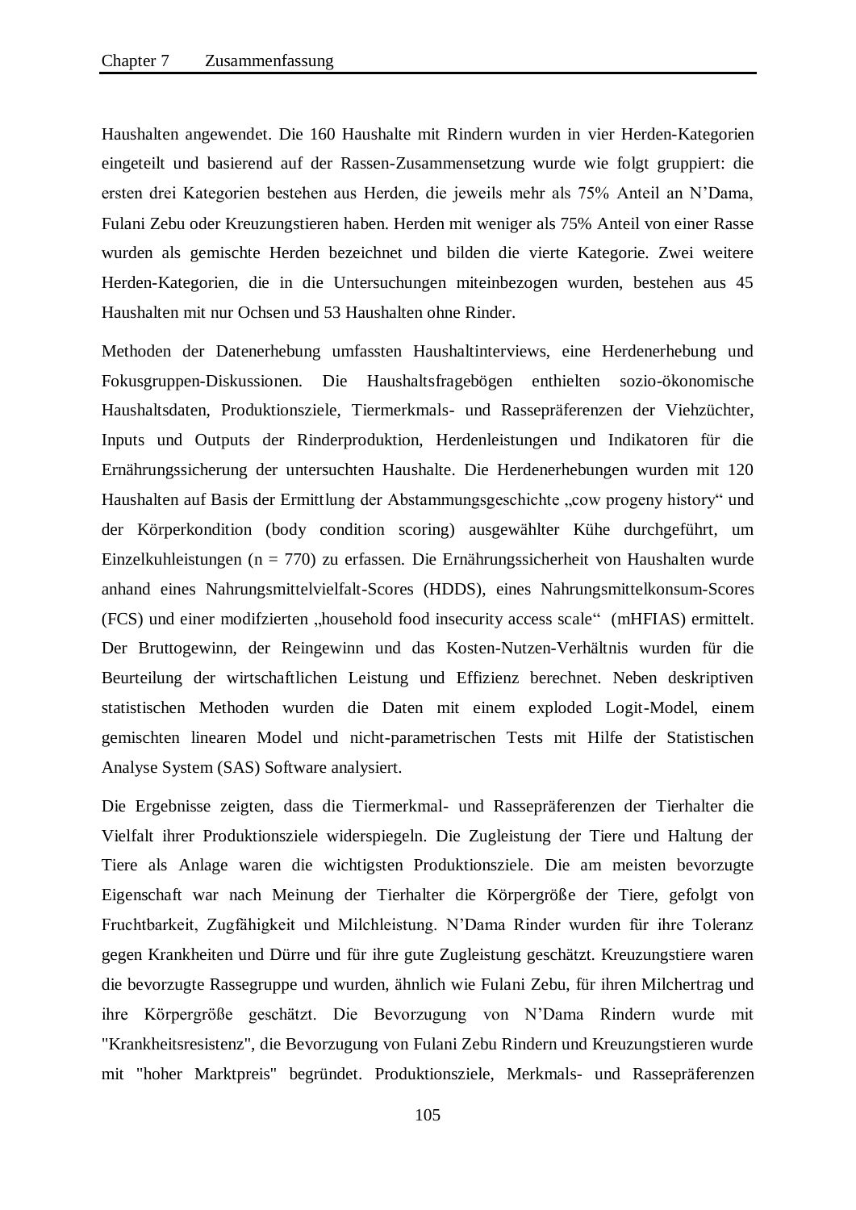Haushalten angewendet. Die 160 Haushalte mit Rindern wurden in vier Herden-Kategorien eingeteilt und basierend auf der Rassen-Zusammensetzung wurde wie folgt gruppiert: die ersten drei Kategorien bestehen aus Herden, die jeweils mehr als 75% Anteil an N'Dama, Fulani Zebu oder Kreuzungstieren haben. Herden mit weniger als 75% Anteil von einer Rasse wurden als gemischte Herden bezeichnet und bilden die vierte Kategorie. Zwei weitere Herden-Kategorien, die in die Untersuchungen miteinbezogen wurden, bestehen aus 45 Haushalten mit nur Ochsen und 53 Haushalten ohne Rinder.

Methoden der Datenerhebung umfassten Haushaltinterviews, eine Herdenerhebung und Fokusgruppen-Diskussionen. Die Haushaltsfragebögen enthielten sozio-ökonomische Haushaltsdaten, Produktionsziele, Tiermerkmals- und Rassepräferenzen der Viehzüchter, Inputs und Outputs der Rinderproduktion, Herdenleistungen und Indikatoren für die Ernährungssicherung der untersuchten Haushalte. Die Herdenerhebungen wurden mit 120 Haushalten auf Basis der Ermittlung der Abstammungsgeschichte „cow progeny history" und der Körperkondition (body condition scoring) ausgewählter Kühe durchgeführt, um Einzelkuhleistungen (n = 770) zu erfassen. Die Ernährungssicherheit von Haushalten wurde anhand eines Nahrungsmittelvielfalt-Scores (HDDS), eines Nahrungsmittelkonsum-Scores (FCS) und einer modifzierten „household food insecurity access scale" (mHFIAS) ermittelt. Der Bruttogewinn, der Reingewinn und das Kosten-Nutzen-Verhältnis wurden für die Beurteilung der wirtschaftlichen Leistung und Effizienz berechnet. Neben deskriptiven statistischen Methoden wurden die Daten mit einem exploded Logit-Model, einem gemischten linearen Model und nicht-parametrischen Tests mit Hilfe der Statistischen Analyse System (SAS) Software analysiert.

Die Ergebnisse zeigten, dass die Tiermerkmal- und Rassepräferenzen der Tierhalter die Vielfalt ihrer Produktionsziele widerspiegeln. Die Zugleistung der Tiere und Haltung der Tiere als Anlage waren die wichtigsten Produktionsziele. Die am meisten bevorzugte Eigenschaft war nach Meinung der Tierhalter die Körpergröße der Tiere, gefolgt von Fruchtbarkeit, Zugfähigkeit und Milchleistung. N'Dama Rinder wurden für ihre Toleranz gegen Krankheiten und Dürre und für ihre gute Zugleistung geschätzt. Kreuzungstiere waren die bevorzugte Rassegruppe und wurden, ähnlich wie Fulani Zebu, für ihren Milchertrag und ihre Körpergröße geschätzt. Die Bevorzugung von N'Dama Rindern wurde mit "Krankheitsresistenz", die Bevorzugung von Fulani Zebu Rindern und Kreuzungstieren wurde mit "hoher Marktpreis" begründet. Produktionsziele, Merkmals- und Rassepräferenzen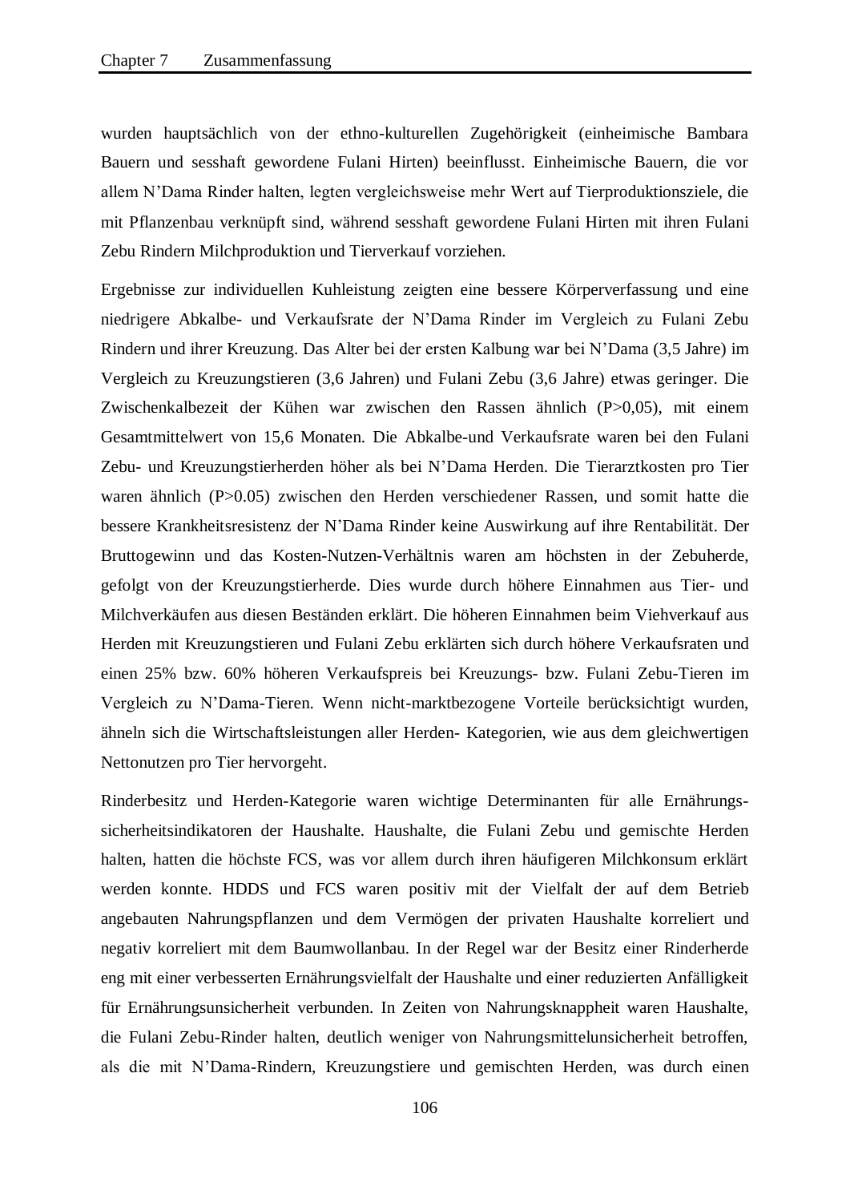wurden hauptsächlich von der ethno-kulturellen Zugehörigkeit (einheimische Bambara Bauern und sesshaft gewordene Fulani Hirten) beeinflusst. Einheimische Bauern, die vor allem N'Dama Rinder halten, legten vergleichsweise mehr Wert auf Tierproduktionsziele, die mit Pflanzenbau verknüpft sind, während sesshaft gewordene Fulani Hirten mit ihren Fulani Zebu Rindern Milchproduktion und Tierverkauf vorziehen.

Ergebnisse zur individuellen Kuhleistung zeigten eine bessere Körperverfassung und eine niedrigere Abkalbe- und Verkaufsrate der N'Dama Rinder im Vergleich zu Fulani Zebu Rindern und ihrer Kreuzung. Das Alter bei der ersten Kalbung war bei N'Dama (3,5 Jahre) im Vergleich zu Kreuzungstieren (3,6 Jahren) und Fulani Zebu (3,6 Jahre) etwas geringer. Die Zwischenkalbezeit der Kühen war zwischen den Rassen ähnlich ($P>0{,}05$), mit einem Gesamtmittelwert von 15,6 Monaten. Die Abkalbe-und Verkaufsrate waren bei den Fulani Zebu- und Kreuzungstierherden höher als bei N'Dama Herden. Die Tierarztkosten pro Tier waren ähnlich ($P>0.05$) zwischen den Herden verschiedener Rassen, und somit hatte die bessere Krankheitsresistenz der N'Dama Rinder keine Auswirkung auf ihre Rentabilität. Der Bruttogewinn und das Kosten-Nutzen-Verhältnis waren am höchsten in der Zebuherde, gefolgt von der Kreuzungstierherde. Dies wurde durch höhere Einnahmen aus Tier- und Milchverkäufen aus diesen Beständen erklärt. Die höheren Einnahmen beim Viehverkauf aus Herden mit Kreuzungstieren und Fulani Zebu erklärten sich durch höhere Verkaufsraten und einen 25% bzw. 60% höheren Verkaufspreis bei Kreuzungs- bzw. Fulani Zebu-Tieren im Vergleich zu N'Dama-Tieren. Wenn nicht-marktbezogene Vorteile berücksichtigt wurden, ähneln sich die Wirtschaftsleistungen aller Herden- Kategorien, wie aus dem gleichwertigen Nettonutzen pro Tier hervorgeht.

Rinderbesitz und Herden-Kategorie waren wichtige Determinanten für alle Ernährungssicherheitsindikatoren der Haushalte. Haushalte, die Fulani Zebu und gemischte Herden halten, hatten die höchste FCS, was vor allem durch ihren häufigeren Milchkonsum erklärt werden konnte. HDDS und FCS waren positiv mit der Vielfalt der auf dem Betrieb angebauten Nahrungspflanzen und dem Vermögen der privaten Haushalte korreliert und negativ korreliert mit dem Baumwollanbau. In der Regel war der Besitz einer Rinderherde eng mit einer verbesserten Ernährungsvielfalt der Haushalte und einer reduzierten Anfälligkeit für Ernährungsunsicherheit verbunden. In Zeiten von Nahrungsknappheit waren Haushalte, die Fulani Zebu-Rinder halten, deutlich weniger von Nahrungsmittelunsicherheit betroffen, als die mit N'Dama-Rindern, Kreuzungstiere und gemischten Herden, was durch einen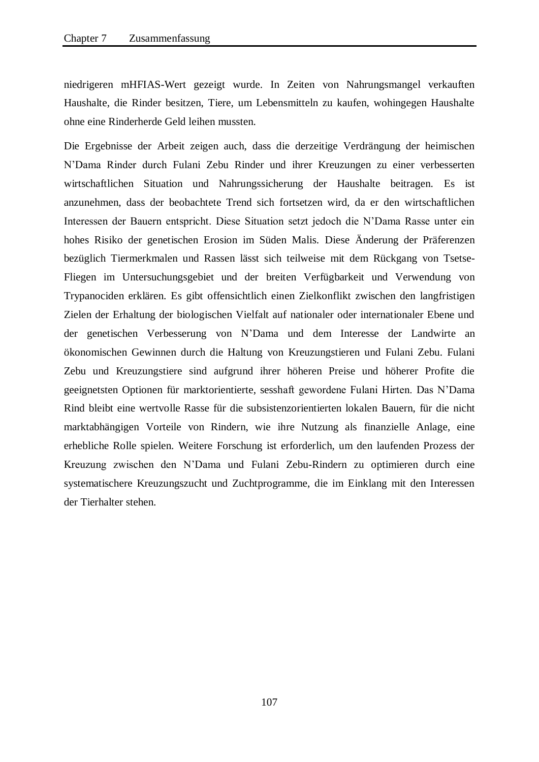niedrigeren mHFIAS-Wert gezeigt wurde. In Zeiten von Nahrungsmangel verkauften Haushalte, die Rinder besitzen, Tiere, um Lebensmitteln zu kaufen, wohingegen Haushalte ohne eine Rinderherde Geld leihen mussten.

Die Ergebnisse der Arbeit zeigen auch, dass die derzeitige Verdrängung der heimischen N'Dama Rinder durch Fulani Zebu Rinder und ihrer Kreuzungen zu einer verbesserten wirtschaftlichen Situation und Nahrungssicherung der Haushalte beitragen. Es ist anzunehmen, dass der beobachtete Trend sich fortsetzen wird, da er den wirtschaftlichen Interessen der Bauern entspricht. Diese Situation setzt jedoch die N'Dama Rasse unter ein hohes Risiko der genetischen Erosion im Süden Malis. Diese Änderung der Präferenzen bezüglich Tiermerkmalen und Rassen lässt sich teilweise mit dem Rückgang von Tsetse-Fliegen im Untersuchungsgebiet und der breiten Verfügbarkeit und Verwendung von Trypanociden erklären. Es gibt offensichtlich einen Zielkonflikt zwischen den langfristigen Zielen der Erhaltung der biologischen Vielfalt auf nationaler oder internationaler Ebene und der genetischen Verbesserung von N'Dama und dem Interesse der Landwirte an ökonomischen Gewinnen durch die Haltung von Kreuzungstieren und Fulani Zebu. Fulani Zebu und Kreuzungstiere sind aufgrund ihrer höheren Preise und höherer Profite die geeignetsten Optionen für marktorientierte, sesshaft gewordene Fulani Hirten. Das N'Dama Rind bleibt eine wertvolle Rasse für die subsistenzorientierten lokalen Bauern, für die nicht marktabhängigen Vorteile von Rindern, wie ihre Nutzung als finanzielle Anlage, eine erhebliche Rolle spielen. Weitere Forschung ist erforderlich, um den laufenden Prozess der Kreuzung zwischen den N'Dama und Fulani Zebu-Rindern zu optimieren durch eine systematischere Kreuzungszucht und Zuchtprogramme, die im Einklang mit den Interessen der Tierhalter stehen.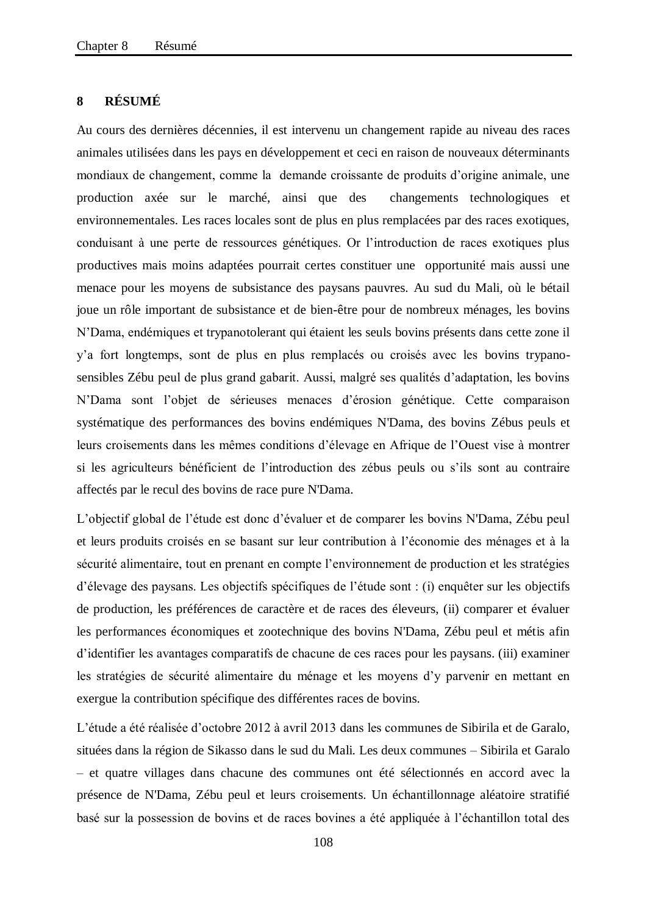# 8 RÉSUMÉ

Au cours des dernières décennies, il est intervenu un changement rapide au niveau des races animales utilisées dans les pays en développement et ceci en raison de nouveaux déterminants mondiaux de changement, comme la demande croissante de produits d'origine animale, une production axée sur le marché, ainsi que des changements technologiques et environnementales. Les races locales sont de plus en plus remplacées par des races exotiques, conduisant à une perte de ressources génétiques. Or l'introduction de races exotiques plus productives mais moins adaptées pourrait certes constituer une opportunité mais aussi une menace pour les moyens de subsistance des paysans pauvres. Au sud du Mali, où le bétail joue un rôle important de subsistance et de bien-être pour de nombreux ménages, les bovins N'Dama, endémiques et trypanotolerant qui étaient les seuls bovins présents dans cette zone il y'a fort longtemps, sont de plus en plus remplacés ou croisés avec les bovins trypano-sensibles Zébu peul de plus grand gabarit. Aussi, malgré ses qualités d'adaptation, les bovins N'Dama sont l'objet de sérieuses menaces d'érosion génétique. Cette comparaison systématique des performances des bovins endémiques N'Dama, des bovins Zébus peuls et leurs croisements dans les mêmes conditions d'élevage en Afrique de l'Ouest vise à montrer si les agriculteurs bénéficient de l'introduction des zébus peuls ou s'ils sont au contraire affectés par le recul des bovins de race pure N'Dama.

L'objectif global de l'étude est donc d'évaluer et de comparer les bovins N'Dama, Zébu peul et leurs produits croisés en se basant sur leur contribution à l'économie des ménages et à la sécurité alimentaire, tout en prenant en compte l'environnement de production et les stratégies d'élevage des paysans. Les objectifs spécifiques de l'étude sont : (i) enquêter sur les objectifs de production, les préférences de caractère et de races des éleveurs, (ii) comparer et évaluer les performances économiques et zootechnique des bovins N'Dama, Zébu peul et métis afin d'identifier les avantages comparatifs de chacune de ces races pour les paysans. (iii) examiner les stratégies de sécurité alimentaire du ménage et les moyens d'y parvenir en mettant en exergue la contribution spécifique des différentes races de bovins.

L'étude a été réalisée d'octobre 2012 à avril 2013 dans les communes de Sibirila et de Garalo, situées dans la région de Sikasso dans le sud du Mali. Les deux communes – Sibirila et Garalo – et quatre villages dans chacune des communes ont été sélectionnés en accord avec la présence de N'Dama, Zébu peul et leurs croisements. Un échantillonnage aléatoire stratifié basé sur la possession de bovins et de races bovines a été appliquée à l'échantillon total des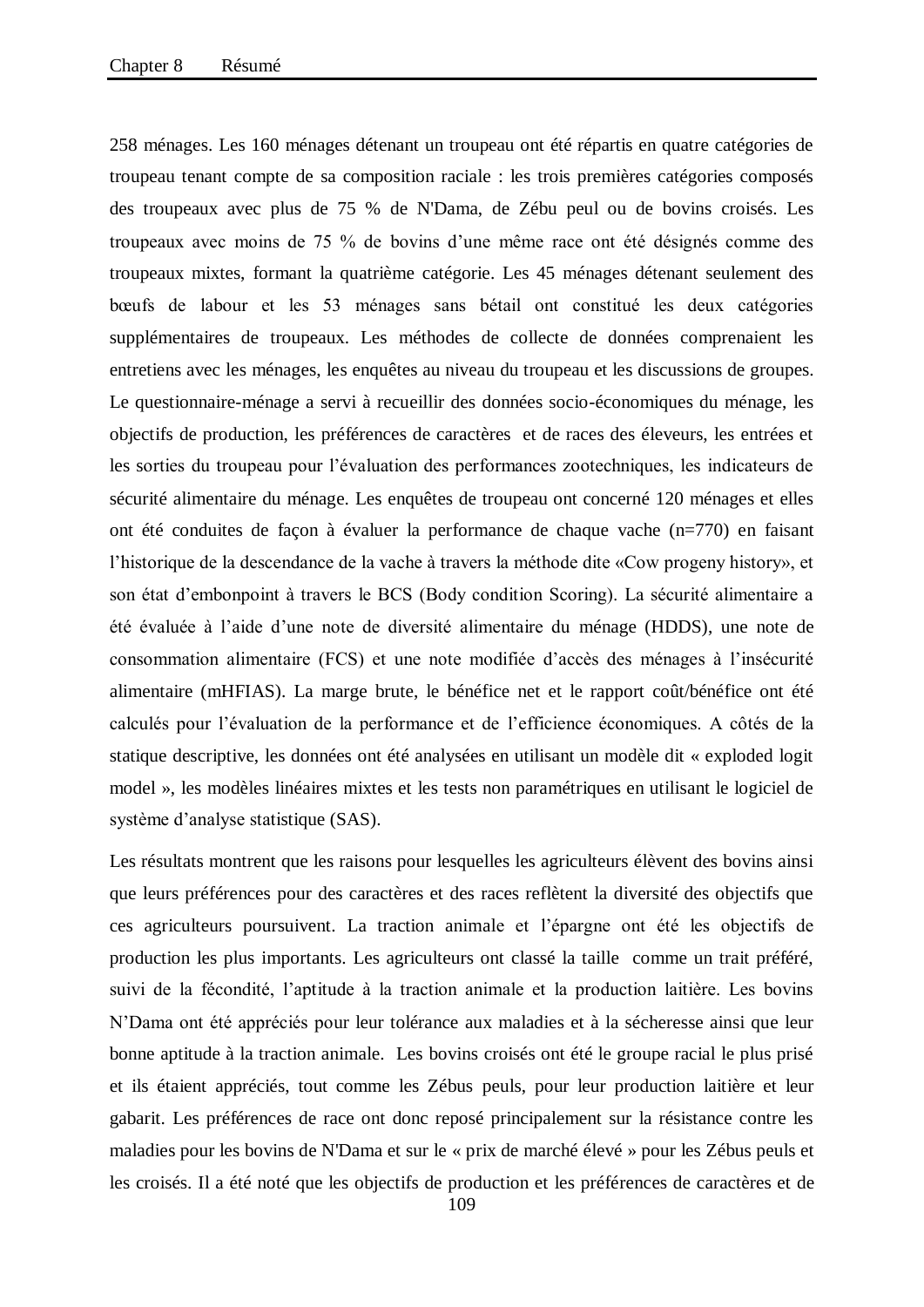258 ménages. Les 160 ménages détenant un troupeau ont été répartis en quatre catégories de troupeau tenant compte de sa composition raciale : les trois premières catégories composés des troupeaux avec plus de 75 % de N'Dama, de Zébu peul ou de bovins croisés. Les troupeaux avec moins de 75 % de bovins d'une même race ont été désignés comme des troupeaux mixtes, formant la quatrième catégorie. Les 45 ménages détenant seulement des bœufs de labour et les 53 ménages sans bétail ont constitué les deux catégories supplémentaires de troupeaux. Les méthodes de collecte de données comprenaient les entretiens avec les ménages, les enquêtes au niveau du troupeau et les discussions de groupes. Le questionnaire-ménage a servi à recueillir des données socio-économiques du ménage, les objectifs de production, les préférences de caractères et de races des éleveurs, les entrées et les sorties du troupeau pour l'évaluation des performances zootechniques, les indicateurs de sécurité alimentaire du ménage. Les enquêtes de troupeau ont concerné 120 ménages et elles ont été conduites de façon à évaluer la performance de chaque vache (n=770) en faisant l'historique de la descendance de la vache à travers la méthode dite «Cow progeny history», et son état d'embonpoint à travers le BCS (Body condition Scoring). La sécurité alimentaire a été évaluée à l'aide d'une note de diversité alimentaire du ménage (HDDS), une note de consommation alimentaire (FCS) et une note modifiée d'accès des ménages à l'insécurité alimentaire (mHFIAS). La marge brute, le bénéfice net et le rapport coût/bénéfice ont été calculés pour l'évaluation de la performance et de l'efficience économiques. A côtés de la statique descriptive, les données ont été analysées en utilisant un modèle dit « exploded logit model », les modèles linéaires mixtes et les tests non paramétriques en utilisant le logiciel de système d'analyse statistique (SAS).

Les résultats montrent que les raisons pour lesquelles les agriculteurs élèvent des bovins ainsi que leurs préférences pour des caractères et des races reflètent la diversité des objectifs que ces agriculteurs poursuivent. La traction animale et l'épargne ont été les objectifs de production les plus importants. Les agriculteurs ont classé la taille comme un trait préféré, suivi de la fécondité, l'aptitude à la traction animale et la production laitière. Les bovins N'Dama ont été appréciés pour leur tolérance aux maladies et à la sécheresse ainsi que leur bonne aptitude à la traction animale. Les bovins croisés ont été le groupe racial le plus prisé et ils étaient appréciés, tout comme les Zébus peuls, pour leur production laitière et leur gabarit. Les préférences de race ont donc reposé principalement sur la résistance contre les maladies pour les bovins de N'Dama et sur le « prix de marché élevé » pour les Zébus peuls et les croisés. Il a été noté que les objectifs de production et les préférences de caractères et de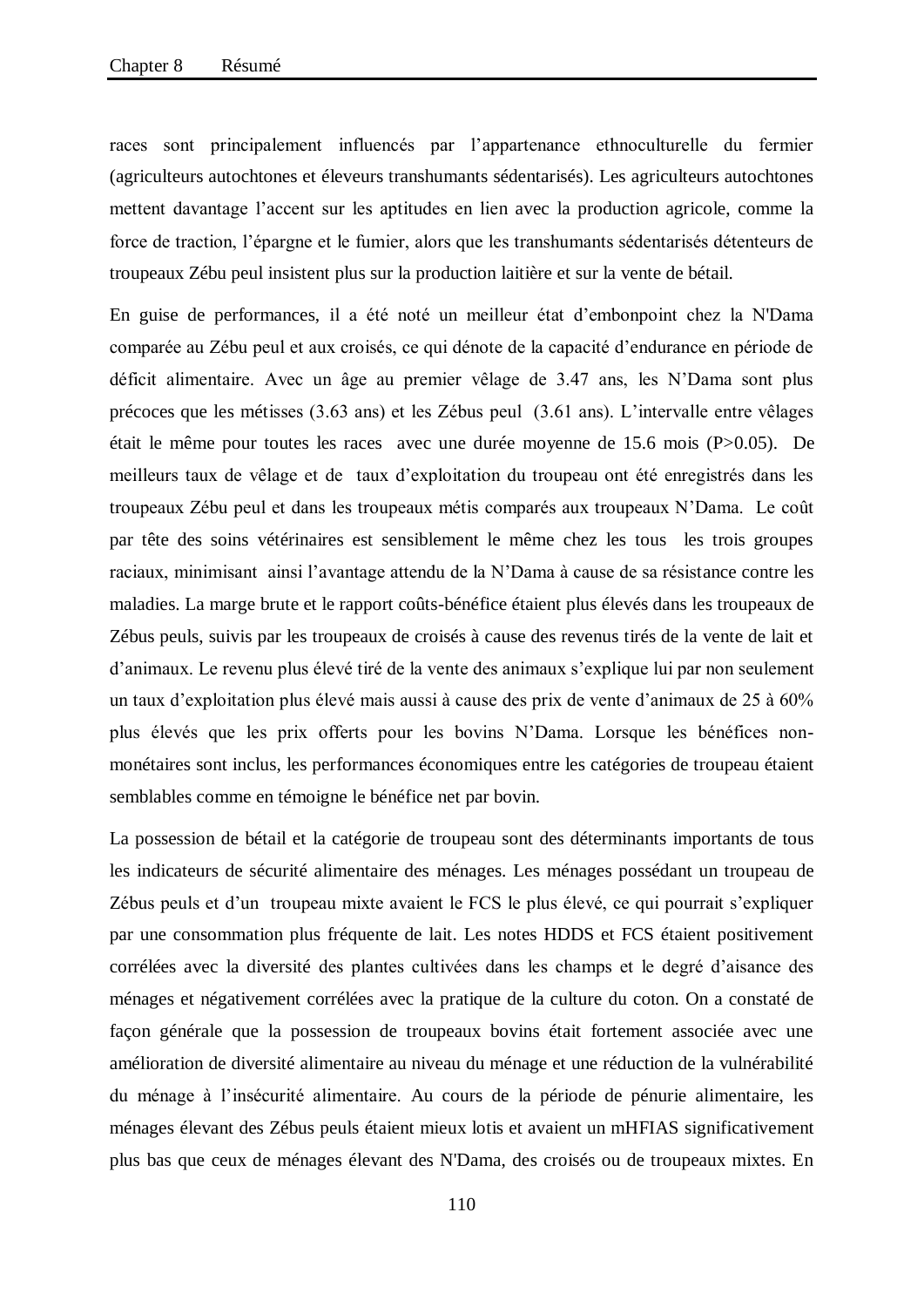races sont principalement influencés par l'appartenance ethnoculturelle du fermier (agriculteurs autochtones et éleveurs transhumants sédentarisés). Les agriculteurs autochtones mettent davantage l'accent sur les aptitudes en lien avec la production agricole, comme la force de traction, l'épargne et le fumier, alors que les transhumants sédentarisés détenteurs de troupeaux Zébu peul insistent plus sur la production laitière et sur la vente de bétail.

En guise de performances, il a été noté un meilleur état d'embonpoint chez la N'Dama comparée au Zébu peul et aux croisés, ce qui dénote de la capacité d'endurance en période de déficit alimentaire. Avec un âge au premier vêlage de 3.47 ans, les N'Dame sont plus précoces que les métisses (3.63 ans) et les Zébus peul (3.61 ans). L'intervalle entre vêlages était le même pour toutes les races avec une durée moyenne de 15.6 mois ($P>0.05$). De meilleurs taux de vêlage et de taux d'exploitation du troupeau ont été enregistrés dans les troupeaux Zébu peul et dans les troupeaux métis comparés aux troupeaux N'Dama. Le coût par tête des soins vétérinaires est sensiblement le même chez les tous les trois groupes raciaux, minimisant ainsi l'avantage attendu de la N'Dama à cause de sa résistance contre les maladies. La marge brute et le rapport coûts-bénéfice étaient plus élevés dans les troupeaux de Zébus peuls, suivis par les troupeaux de croisés à cause des revenus tirés de la vente de lait et d'animaux. Le revenu plus élevé tiré de la vente des animaux s'explique lui par non seulement un taux d'exploitation plus élevé mais aussi à cause des prix de vente d'animaux de 25 à 60% plus élevés que les prix offerts pour les bovins N'Dama. Lorsque les bénéfices non-monétaires sont inclus, les performances économiques entre les catégories de troupeau étaient semblables comme en témoigne le bénéfice net par bovin.

La possession de bétail et la catégorie de troupeau sont des déterminants importants de tous les indicateurs de sécurité alimentaire des ménages. Les ménages possédant un troupeau de Zébus peuls et d'un troupeau mixte avaient le FCS le plus élevé, ce qui pourrait s'expliquer par une consommation plus fréquente de lait. Les notes HDDS et FCS étaient positivement corrélées avec la diversité des plantes cultivées dans les champs et le degré d'aisance des ménages et négativement corrélées avec la pratique de la culture du coton. On a constaté de façon générale que la possession de troupeaux bovins était fortement associée avec une amélioration de diversité alimentaire au niveau du ménage et une réduction de la vulnérabilité du ménage à l'insécurité alimentaire. Au cours de la période de pénurie alimentaire, les ménages élevant des Zébus peuls étaient mieux lotis et avaient un mHFIAS significativement plus bas que ceux de ménages élevant des N'Dama, des croisés ou de troupeaux mixtes. En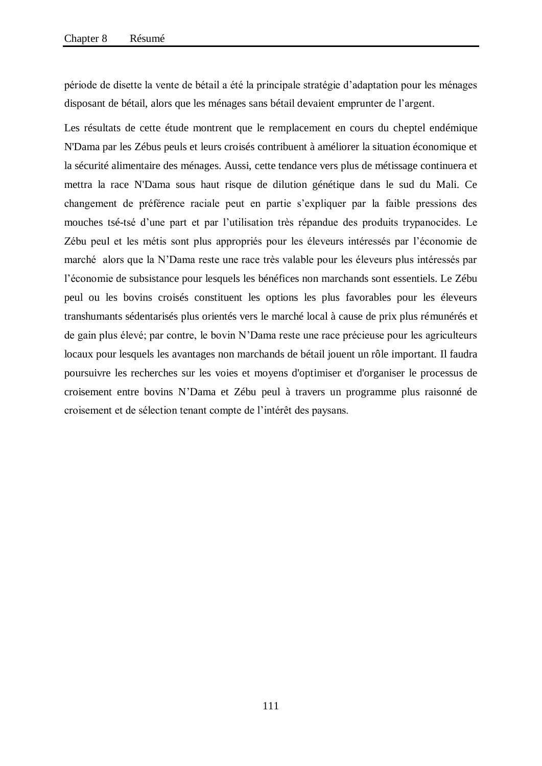période de disette la vente de bétail a été la principale stratégie d'adaptation pour les ménages disposant de bétail, alors que les ménages sans bétail devaient emprunter de l'argent.

Les résultats de cette étude montrent que le remplacement en cours du cheptel endémique N'Dama par les Zébus peuls et leurs croisés contribuent à améliorer la situation économique et la sécurité alimentaire des ménages. Aussi, cette tendance vers plus de métissage continuera et mettra la race N'Dama sous haut risque de dilution génétique dans le sud du Mali. Ce changement de préférence raciale peut en partie s'expliquer par la faible pressions des mouches tsé-tsé d'une part et par l'utilisation très répandue des produits trypanocides. Le Zébu peul et les métis sont plus appropriés pour les éleveurs intéressés par l'économie de marché alors que la N'Dama reste une race très valable pour les éleveurs plus intéressés par l'économie de subsistance pour lesquels les bénéfices non marchands sont essentiels. Le Zébu peul ou les bovins croisés constituent les options les plus favorables pour les éleveurs transhumants sédentarisés plus orientés vers le marché local à cause de prix plus rémunérés et de gain plus élevé; par contre, le bovin N'Dama reste une race précieuse pour les agriculteurs locaux pour lesquels les avantages non marchands de bétail jouent un rôle important. Il faudra poursuivre les recherches sur les voies et moyens d'optimiser et d'organiser le processus de croisement entre bovins N'Dama et Zébu peul à travers un programme plus raisonné de croisement et de sélection tenant compte de l'intérêt des paysans.